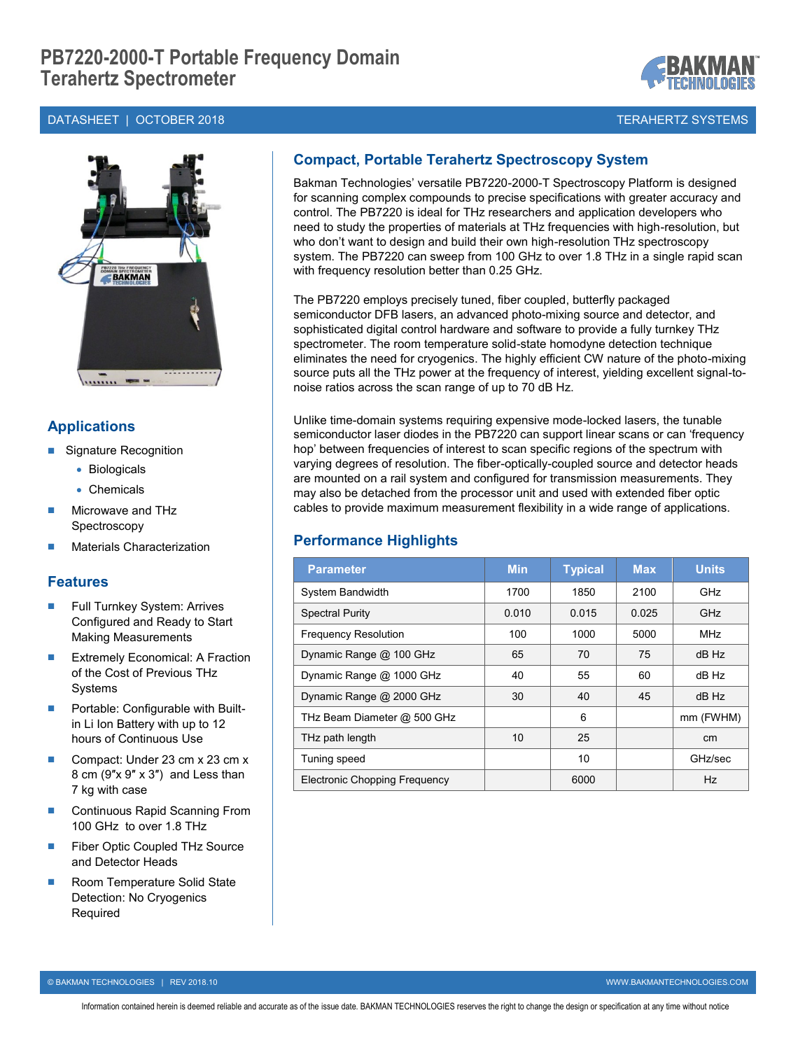# PB7220-2000-T Portable Frequency Domain Terahertz Spectrometer

DATASHEET | OCTOBER 2018 TERAHERTZ SYSTEMS

## Applications

- Signature Recognition
  - Biologicals
  - Chemicals
- Microwave and THz Spectroscopy
- Materials Characterization

## Features

- Full Turnkey System: Arrives Configured and Ready to Start Making Measurements
- Extremely Economical: A Fraction of the Cost of Previous THz Systems
- Portable: Configurable with Built-in Li Ion Battery with up to 12 hours of Continuous Use
- Compact: Under 23 cm x 23 cm x 8 cm (9″x 9″ x 3″) and Less than 7 kg with case
- Continuous Rapid Scanning From 100 GHz to over 1.8 THz
- Fiber Optic Coupled THz Source and Detector Heads
- Room Temperature Solid State Detection: No Cryogenics Required

## Compact, Portable Terahertz Spectroscopy System

Bakman Technologies' versatile PB7220-2000-T Spectroscopy Platform is designed for scanning complex compounds to precise specifications with greater accuracy and control. The PB7220 is ideal for THz researchers and application developers who need to study the properties of materials at THz frequencies with high-resolution, but who don't want to design and build their own high-resolution THz spectroscopy system. The PB7220 can sweep from 100 GHz to over 1.8 THz in a single rapid scan with frequency resolution better than 0.25 GHz.

The PB7220 employs precisely tuned, fiber coupled, butterfly packaged semiconductor DFB lasers, an advanced photo-mixing source and detector, and sophisticated digital control hardware and software to provide a fully turnkey THz spectrometer. The room temperature solid-state homodyne detection technique eliminates the need for cryogenics. The highly efficient CW nature of the photo-mixing source puts all the THz power at the frequency of interest, yielding excellent signal-to-noise ratios across the scan range of up to 70 dB Hz.

Unlike time-domain systems requiring expensive mode-locked lasers, the tunable semiconductor laser diodes in the PB7220 can support linear scans or can 'frequency hop' between frequencies of interest to scan specific regions of the spectrum with varying degrees of resolution. The fiber-optically-coupled source and detector heads are mounted on a rail system and configured for transmission measurements. They may also be detached from the processor unit and used with extended fiber optic cables to provide maximum measurement flexibility in a wide range of applications.

## Performance Highlights

| Parameter | Min | Typical | Max | Units |
| --- | --- | --- | --- | --- |
| System Bandwidth | 1700 | 1850 | 2100 | GHz |
| Spectral Purity | 0.010 | 0.015 | 0.025 | GHz |
| Frequency Resolution | 100 | 1000 | 5000 | MHz |
| Dynamic Range @ 100 GHz | 65 | 70 | 75 | dB Hz |
| Dynamic Range @ 1000 GHz | 40 | 55 | 60 | dB Hz |
| Dynamic Range @ 2000 GHz | 30 | 40 | 45 | dB Hz |
| THz Beam Diameter @ 500 GHz | | 6 | | mm (FWHM) |
| THz path length | 10 | 25 | | cm |
| Tuning speed | | 10 | | GHz/sec |
| Electronic Chopping Frequency | | 6000 | | Hz |

© BAKMAN TECHNOLOGIES | REV 2018.10 WWW.BAKMANTECHNOLOGIES.COM

Information contained herein is deemed reliable and accurate as of the issue date. BAKMAN TECHNOLOGIES reserves the right to change the design or specification at any time without notice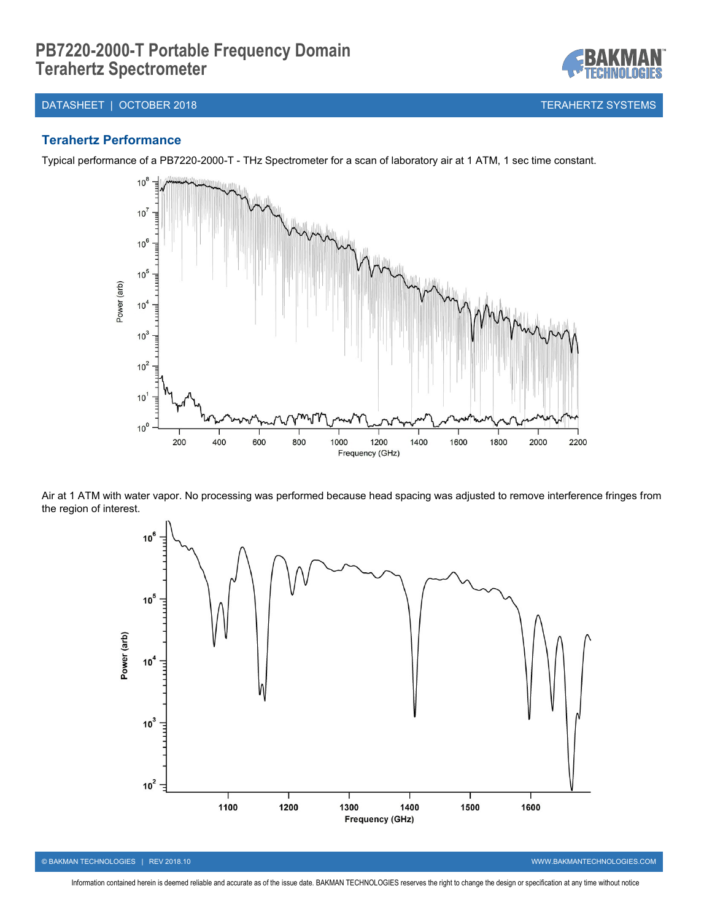## Terahertz Performance

Typical performance of a PB7220-2000-T - THz Spectrometer for a scan of laboratory air at 1 ATM, 1 sec time constant.

Air at 1 ATM with water vapor. No processing was performed because head spacing was adjusted to remove interference fringes from the region of interest.

Information contained herein is deemed reliable and accurate as of the issue date. BAKMAN TECHNOLOGIES reserves the right to change the design or specification at any time without notice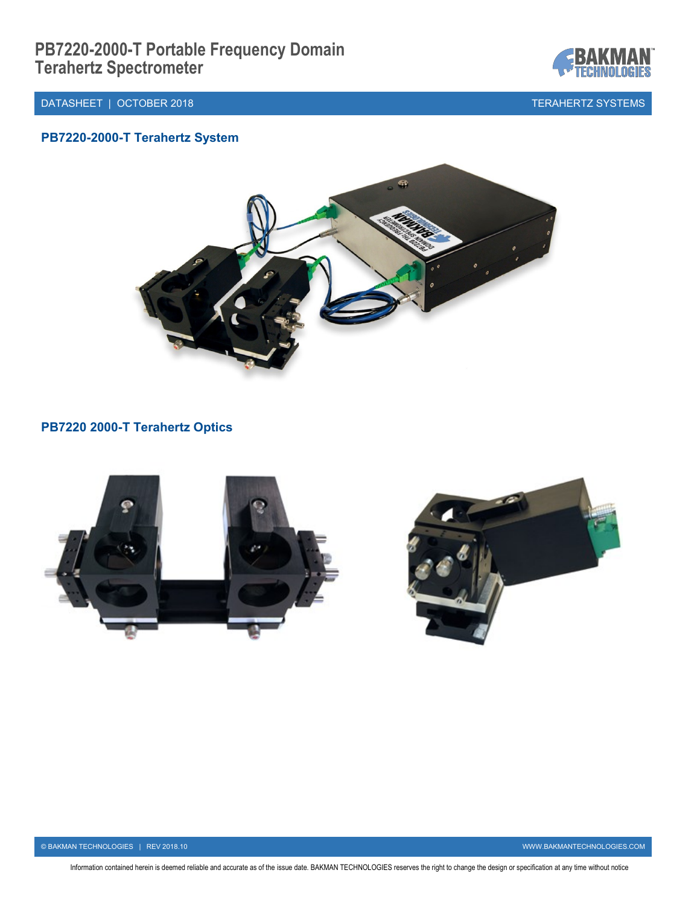## PB7220-2000-T Terahertz System

## PB7220 2000-T Terahertz Optics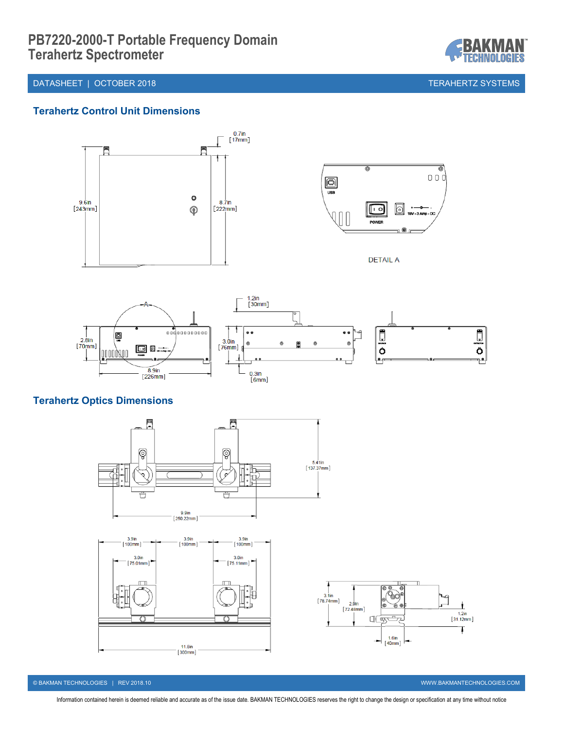## Terahertz Control Unit Dimensions

0.7in [17mm]

9.6in [243mm]

8.7in [222mm]

USB

POWER

18V - 3 Amp - DC

DETAIL A

1.2in [30mm]

A

2.8in [70mm]

3.0in [76mm]

8.9in [226mm]

0.3in [6mm]

## Terahertz Optics Dimensions

5.41in [137.37mm]

9.9in [250.22mm]

3.9in [100mm]

3.9in [100mm]

3.9in [100mm]

3.0in [75.01mm]

3.0in [75.11mm]

11.8in [300mm]

3.1in [78.74mm]

2.9in [72.48mm]

1.2in [31.12mm]

1.6in [40mm]

Information contained herein is deemed reliable and accurate as of the issue date. BAKMAN TECHNOLOGIES reserves the right to change the design or specification at any time without notice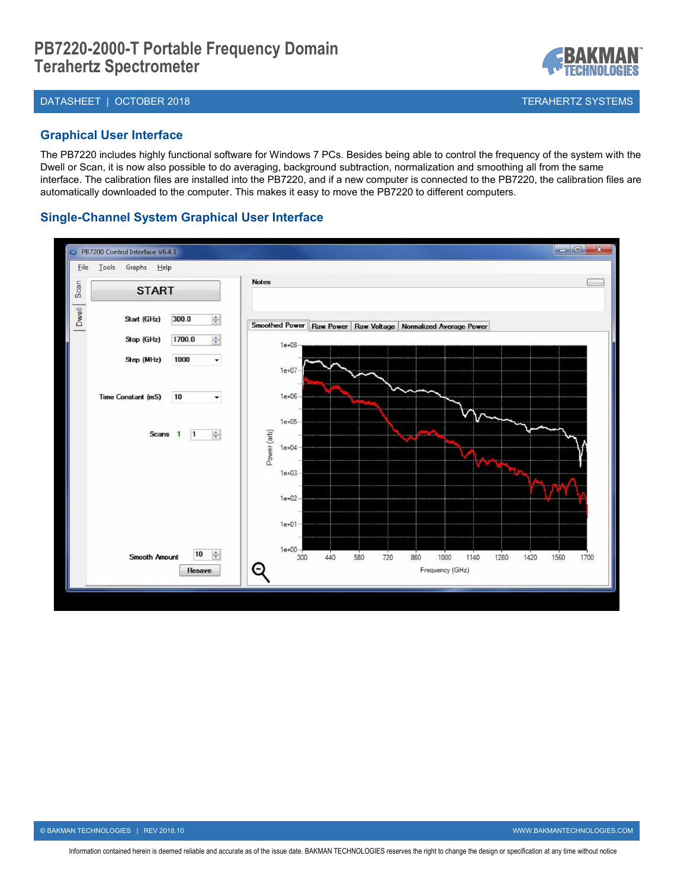## Graphical User Interface

The PB7220 includes highly functional software for Windows 7 PCs. Besides being able to control the frequency of the system with the Dwell or Scan, it is now also possible to do averaging, background subtraction, normalization and smoothing all from the same interface. The calibration files are installed into the PB7220, and if a new computer is connected to the PB7220, the calibration files are automatically downloaded to the computer. This makes it easy to move the PB7220 to different computers.

## Single-Channel System Graphical User Interface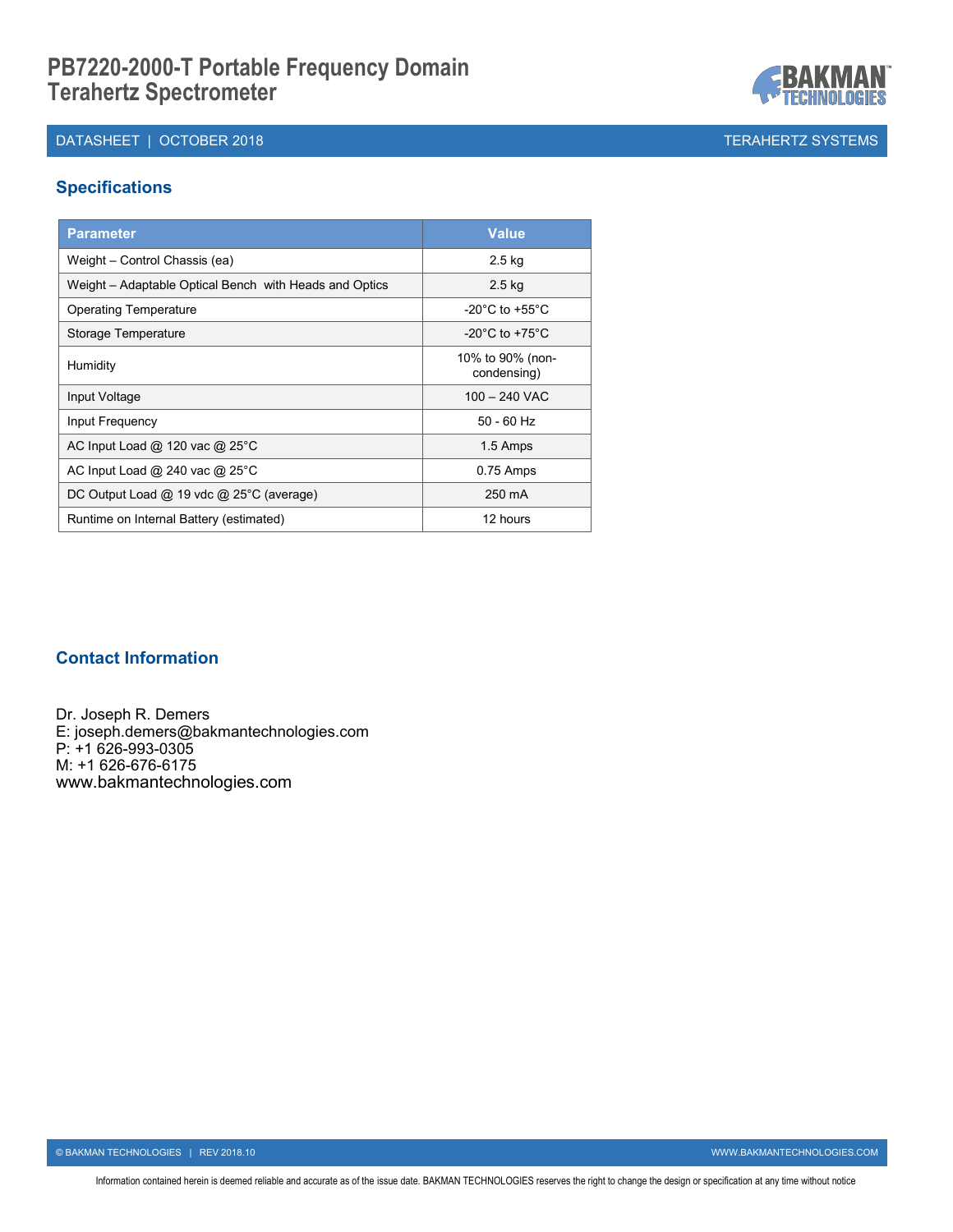## Specifications

| Parameter | Value |
|---|---|
| Weight – Control Chassis (ea) | 2.5 kg |
| Weight – Adaptable Optical Bench  with Heads and Optics | 2.5 kg |
| Operating Temperature | -20°C to +55°C |
| Storage Temperature | -20°C to +75°C |
| Humidity | 10% to 90% (non-condensing) |
| Input Voltage | 100 – 240 VAC |
| Input Frequency | 50 - 60 Hz |
| AC Input Load @ 120 vac @ 25°C | 1.5 Amps |
| AC Input Load @ 240 vac @ 25°C | 0.75 Amps |
| DC Output Load @ 19 vdc @ 25°C (average) | 250 mA |
| Runtime on Internal Battery (estimated) | 12 hours |

## Contact Information

Dr. Joseph R. Demers
E: joseph.demers@bakmantechnologies.com
P: +1 626-993-0305
M: +1 626-676-6175
www.bakmantechnologies.com

Information contained herein is deemed reliable and accurate as of the issue date. BAKMAN TECHNOLOGIES reserves the right to change the design or specification at any time without notice